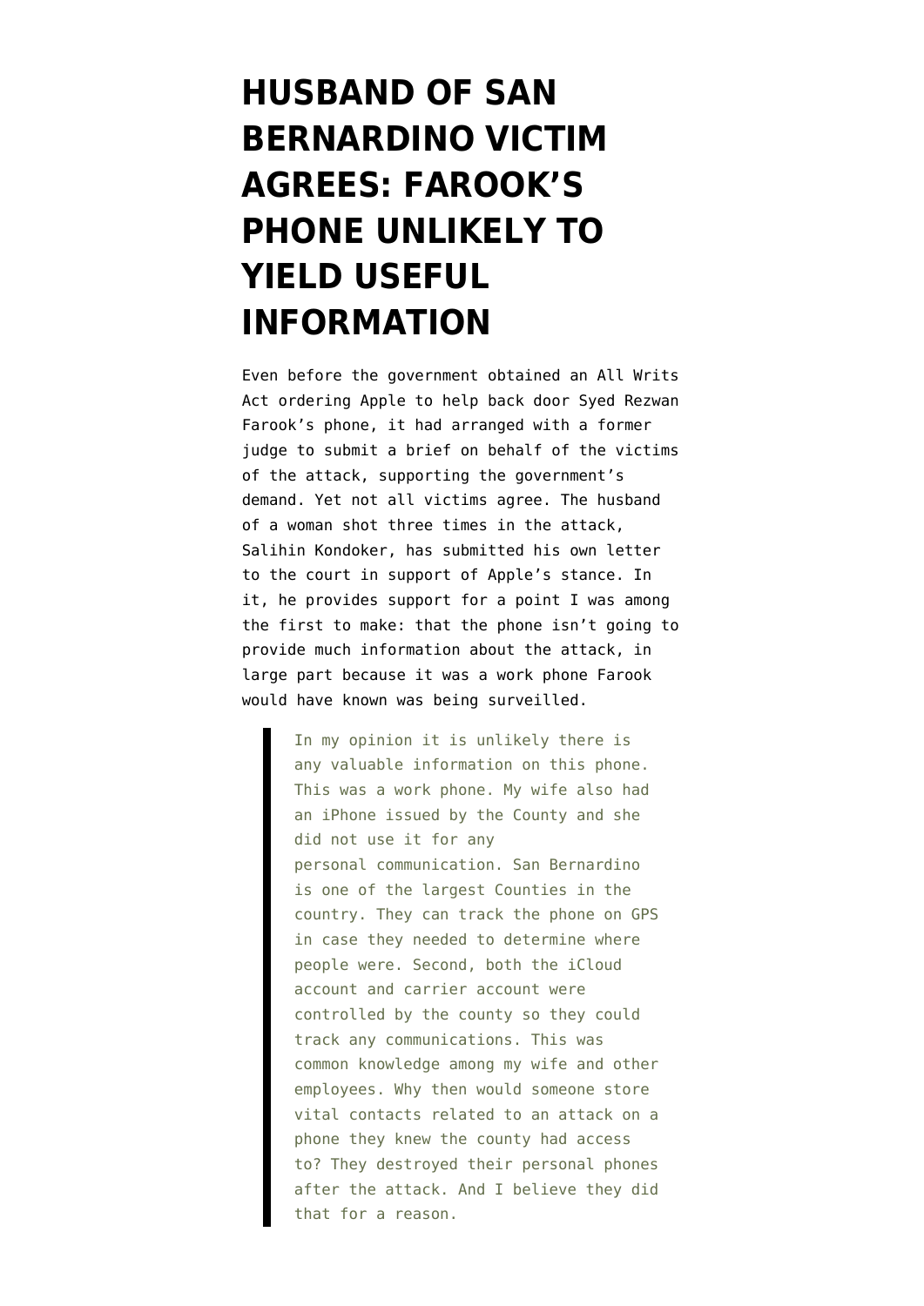# HUSBAND OF SAN BERNARDINO VICTIM AGREES: FAROOK'S PHONE UNLIKELY TO YIELD USEFUL INFORMATION

Even before the government obtained an All Writs Act ordering Apple to help back door Syed Rezwan Farook's phone, it had arranged with a former judge to submit a brief on behalf of the victims of the attack, supporting the government's demand. Yet not all victims agree. The husband of a woman shot three times in the attack, Salihin Kondoker, has submitted his own letter to the court in support of Apple's stance. In it, he provides support for a point I was among the first to make: that the phone isn't going to provide much information about the attack, in large part because it was a work phone Farook would have known was being surveilled.

> In my opinion it is unlikely there is any valuable information on this phone. This was a work phone. My wife also had an iPhone issued by the County and she did not use it for any personal communication. San Bernardino is one of the largest Counties in the country. They can track the phone on GPS in case they needed to determine where people were. Second, both the iCloud account and carrier account were controlled by the county so they could track any communications. This was common knowledge among my wife and other employees. Why then would someone store vital contacts related to an attack on a phone they knew the county had access to? They destroyed their personal phones after the attack. And I believe they did that for a reason.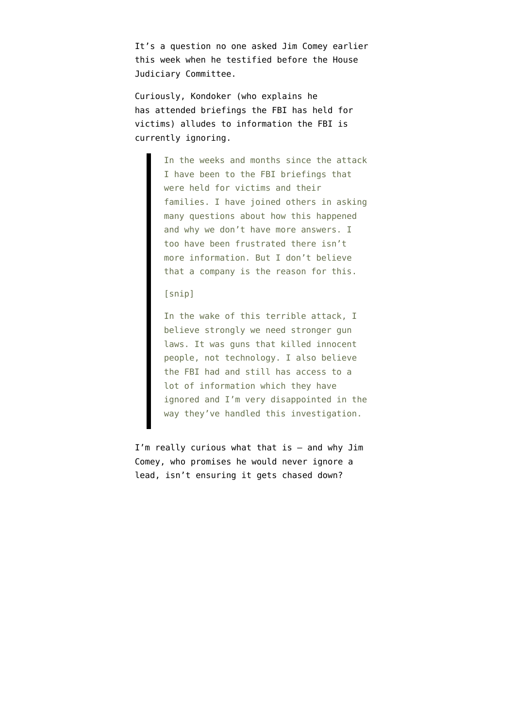It's a question no one asked Jim Comey earlier this week when he testified before the House Judiciary Committee.

Curiously, Kondoker (who explains he has attended briefings the FBI has held for victims) alludes to information the FBI is currently ignoring.

> In the weeks and months since the attack I have been to the FBI briefings that were held for victims and their families. I have joined others in asking many questions about how this happened and why we don't have more answers. I too have been frustrated there isn't more information. But I don't believe that a company is the reason for this.
>
> [snip]
>
> In the wake of this terrible attack, I believe strongly we need stronger gun laws. It was guns that killed innocent people, not technology. I also believe the FBI had and still has access to a lot of information which they have ignored and I'm very disappointed in the way they've handled this investigation.

I'm really curious what that is — and why Jim Comey, who promises he would never ignore a lead, isn't ensuring it gets chased down?